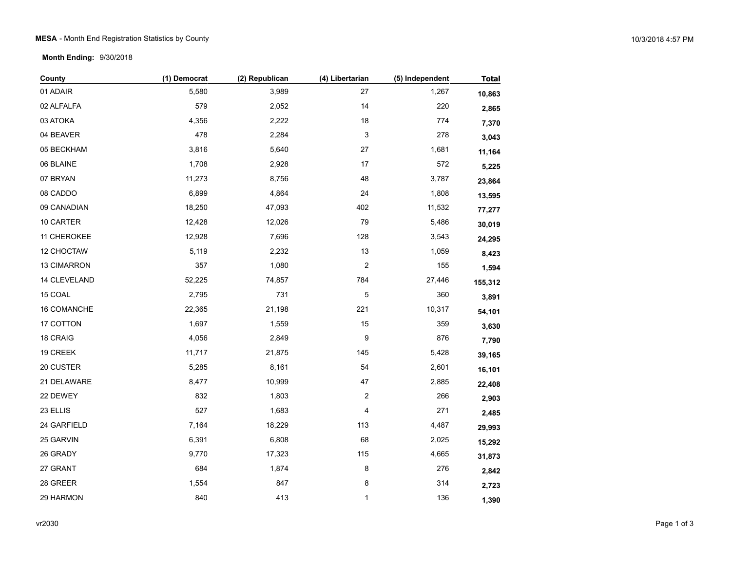**MESA** - Month End Registration Statistics by County

10/3/2018 4:57 PM

**Month Ending:** 9/30/2018

| County | (1) Democrat | (2) Republican | (4) Libertarian | (5) Independent | Total |
|---|---|---|---|---|---|
| 01 ADAIR | 5,580 | 3,989 | 27 | 1,267 | **10,863** |
| 02 ALFALFA | 579 | 2,052 | 14 | 220 | **2,865** |
| 03 ATOKA | 4,356 | 2,222 | 18 | 774 | **7,370** |
| 04 BEAVER | 478 | 2,284 | 3 | 278 | **3,043** |
| 05 BECKHAM | 3,816 | 5,640 | 27 | 1,681 | **11,164** |
| 06 BLAINE | 1,708 | 2,928 | 17 | 572 | **5,225** |
| 07 BRYAN | 11,273 | 8,756 | 48 | 3,787 | **23,864** |
| 08 CADDO | 6,899 | 4,864 | 24 | 1,808 | **13,595** |
| 09 CANADIAN | 18,250 | 47,093 | 402 | 11,532 | **77,277** |
| 10 CARTER | 12,428 | 12,026 | 79 | 5,486 | **30,019** |
| 11 CHEROKEE | 12,928 | 7,696 | 128 | 3,543 | **24,295** |
| 12 CHOCTAW | 5,119 | 2,232 | 13 | 1,059 | **8,423** |
| 13 CIMARRON | 357 | 1,080 | 2 | 155 | **1,594** |
| 14 CLEVELAND | 52,225 | 74,857 | 784 | 27,446 | **155,312** |
| 15 COAL | 2,795 | 731 | 5 | 360 | **3,891** |
| 16 COMANCHE | 22,365 | 21,198 | 221 | 10,317 | **54,101** |
| 17 COTTON | 1,697 | 1,559 | 15 | 359 | **3,630** |
| 18 CRAIG | 4,056 | 2,849 | 9 | 876 | **7,790** |
| 19 CREEK | 11,717 | 21,875 | 145 | 5,428 | **39,165** |
| 20 CUSTER | 5,285 | 8,161 | 54 | 2,601 | **16,101** |
| 21 DELAWARE | 8,477 | 10,999 | 47 | 2,885 | **22,408** |
| 22 DEWEY | 832 | 1,803 | 2 | 266 | **2,903** |
| 23 ELLIS | 527 | 1,683 | 4 | 271 | **2,485** |
| 24 GARFIELD | 7,164 | 18,229 | 113 | 4,487 | **29,993** |
| 25 GARVIN | 6,391 | 6,808 | 68 | 2,025 | **15,292** |
| 26 GRADY | 9,770 | 17,323 | 115 | 4,665 | **31,873** |
| 27 GRANT | 684 | 1,874 | 8 | 276 | **2,842** |
| 28 GREER | 1,554 | 847 | 8 | 314 | **2,723** |
| 29 HARMON | 840 | 413 | 1 | 136 | **1,390** |

vr2030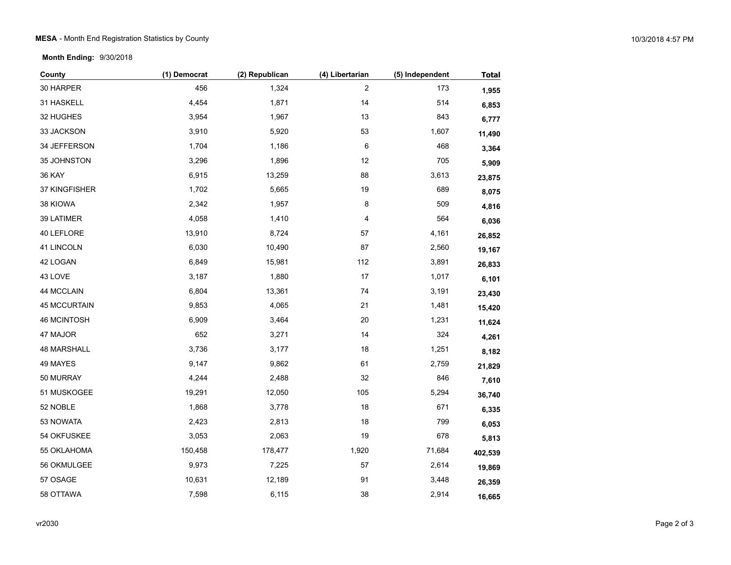**MESA** - Month End Registration Statistics by County

**Month Ending:** 9/30/2018

| County | (1) Democrat | (2) Republican | (4) Libertarian | (5) Independent | **Total** |
|---|---|---|---|---|---|
| 30 HARPER | 456 | 1,324 | 2 | 173 | **1,955** |
| 31 HASKELL | 4,454 | 1,871 | 14 | 514 | **6,853** |
| 32 HUGHES | 3,954 | 1,967 | 13 | 843 | **6,777** |
| 33 JACKSON | 3,910 | 5,920 | 53 | 1,607 | **11,490** |
| 34 JEFFERSON | 1,704 | 1,186 | 6 | 468 | **3,364** |
| 35 JOHNSTON | 3,296 | 1,896 | 12 | 705 | **5,909** |
| 36 KAY | 6,915 | 13,259 | 88 | 3,613 | **23,875** |
| 37 KINGFISHER | 1,702 | 5,665 | 19 | 689 | **8,075** |
| 38 KIOWA | 2,342 | 1,957 | 8 | 509 | **4,816** |
| 39 LATIMER | 4,058 | 1,410 | 4 | 564 | **6,036** |
| 40 LEFLORE | 13,910 | 8,724 | 57 | 4,161 | **26,852** |
| 41 LINCOLN | 6,030 | 10,490 | 87 | 2,560 | **19,167** |
| 42 LOGAN | 6,849 | 15,981 | 112 | 3,891 | **26,833** |
| 43 LOVE | 3,187 | 1,880 | 17 | 1,017 | **6,101** |
| 44 MCCLAIN | 6,804 | 13,361 | 74 | 3,191 | **23,430** |
| 45 MCCURTAIN | 9,853 | 4,065 | 21 | 1,481 | **15,420** |
| 46 MCINTOSH | 6,909 | 3,464 | 20 | 1,231 | **11,624** |
| 47 MAJOR | 652 | 3,271 | 14 | 324 | **4,261** |
| 48 MARSHALL | 3,736 | 3,177 | 18 | 1,251 | **8,182** |
| 49 MAYES | 9,147 | 9,862 | 61 | 2,759 | **21,829** |
| 50 MURRAY | 4,244 | 2,488 | 32 | 846 | **7,610** |
| 51 MUSKOGEE | 19,291 | 12,050 | 105 | 5,294 | **36,740** |
| 52 NOBLE | 1,868 | 3,778 | 18 | 671 | **6,335** |
| 53 NOWATA | 2,423 | 2,813 | 18 | 799 | **6,053** |
| 54 OKFUSKEE | 3,053 | 2,063 | 19 | 678 | **5,813** |
| 55 OKLAHOMA | 150,458 | 178,477 | 1,920 | 71,684 | **402,539** |
| 56 OKMULGEE | 9,973 | 7,225 | 57 | 2,614 | **19,869** |
| 57 OSAGE | 10,631 | 12,189 | 91 | 3,448 | **26,359** |
| 58 OTTAWA | 7,598 | 6,115 | 38 | 2,914 | **16,665** |

vr2030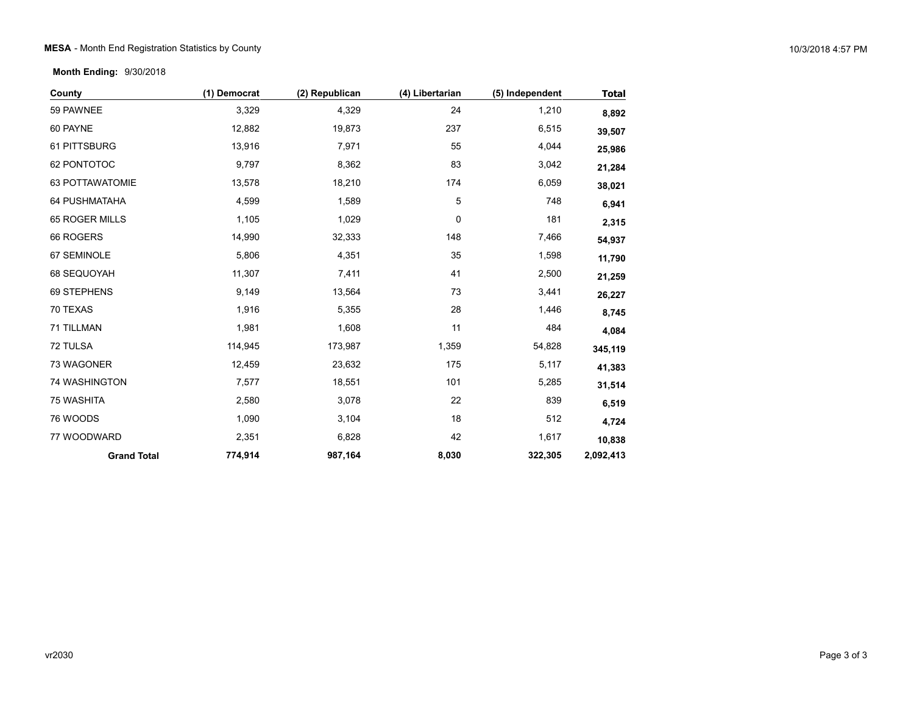**MESA** - Month End Registration Statistics by County

**Month Ending:** 9/30/2018

| County | (1) Democrat | (2) Republican | (4) Libertarian | (5) Independent | Total |
|---|---|---|---|---|---|
| 59 PAWNEE | 3,329 | 4,329 | 24 | 1,210 | **8,892** |
| 60 PAYNE | 12,882 | 19,873 | 237 | 6,515 | **39,507** |
| 61 PITTSBURG | 13,916 | 7,971 | 55 | 4,044 | **25,986** |
| 62 PONTOTOC | 9,797 | 8,362 | 83 | 3,042 | **21,284** |
| 63 POTTAWATOMIE | 13,578 | 18,210 | 174 | 6,059 | **38,021** |
| 64 PUSHMATAHA | 4,599 | 1,589 | 5 | 748 | **6,941** |
| 65 ROGER MILLS | 1,105 | 1,029 | 0 | 181 | **2,315** |
| 66 ROGERS | 14,990 | 32,333 | 148 | 7,466 | **54,937** |
| 67 SEMINOLE | 5,806 | 4,351 | 35 | 1,598 | **11,790** |
| 68 SEQUOYAH | 11,307 | 7,411 | 41 | 2,500 | **21,259** |
| 69 STEPHENS | 9,149 | 13,564 | 73 | 3,441 | **26,227** |
| 70 TEXAS | 1,916 | 5,355 | 28 | 1,446 | **8,745** |
| 71 TILLMAN | 1,981 | 1,608 | 11 | 484 | **4,084** |
| 72 TULSA | 114,945 | 173,987 | 1,359 | 54,828 | **345,119** |
| 73 WAGONER | 12,459 | 23,632 | 175 | 5,117 | **41,383** |
| 74 WASHINGTON | 7,577 | 18,551 | 101 | 5,285 | **31,514** |
| 75 WASHITA | 2,580 | 3,078 | 22 | 839 | **6,519** |
| 76 WOODS | 1,090 | 3,104 | 18 | 512 | **4,724** |
| 77 WOODWARD | 2,351 | 6,828 | 42 | 1,617 | **10,838** |
| **Grand Total** | **774,914** | **987,164** | **8,030** | **322,305** | **2,092,413** |

vr2030